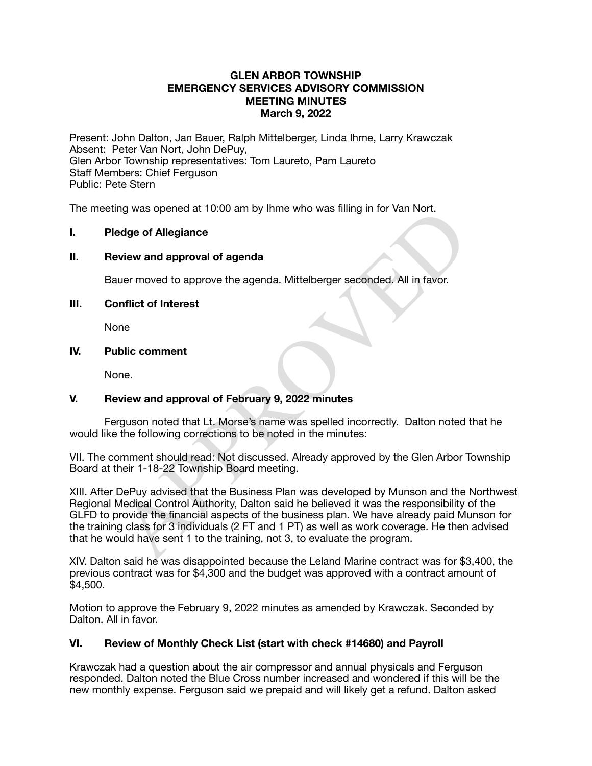# GLEN ARBOR TOWNSHIP
## EMERGENCY SERVICES ADVISORY COMMISSION
## MEETING MINUTES
## March 9, 2022

Present: John Dalton, Jan Bauer, Ralph Mittelberger, Linda Ihme, Larry Krawczak
Absent: Peter Van Nort, John DePuy,
Glen Arbor Township representatives: Tom Laureto, Pam Laureto
Staff Members: Chief Ferguson
Public: Pete Stern

The meeting was opened at 10:00 am by Ihme who was filling in for Van Nort.

### I. Pledge of Allegiance

### II. Review and approval of agenda

Bauer moved to approve the agenda. Mittelberger seconded. All in favor.

### III. Conflict of Interest

None

### IV. Public comment

None.

### V. Review and approval of February 9, 2022 minutes

Ferguson noted that Lt. Morse's name was spelled incorrectly. Dalton noted that he would like the following corrections to be noted in the minutes:

VII. The comment should read: Not discussed. Already approved by the Glen Arbor Township Board at their 1-18-22 Township Board meeting.

XIII. After DePuy advised that the Business Plan was developed by Munson and the Northwest Regional Medical Control Authority, Dalton said he believed it was the responsibility of the GLFD to provide the financial aspects of the business plan. We have already paid Munson for the training class for 3 individuals (2 FT and 1 PT) as well as work coverage. He then advised that he would have sent 1 to the training, not 3, to evaluate the program.

XIV. Dalton said he was disappointed because the Leland Marine contract was for $3,400, the previous contract was for $4,300 and the budget was approved with a contract amount of $4,500.

Motion to approve the February 9, 2022 minutes as amended by Krawczak. Seconded by Dalton. All in favor.

### VI. Review of Monthly Check List (start with check #14680) and Payroll

Krawczak had a question about the air compressor and annual physicals and Ferguson responded. Dalton noted the Blue Cross number increased and wondered if this will be the new monthly expense. Ferguson said we prepaid and will likely get a refund. Dalton asked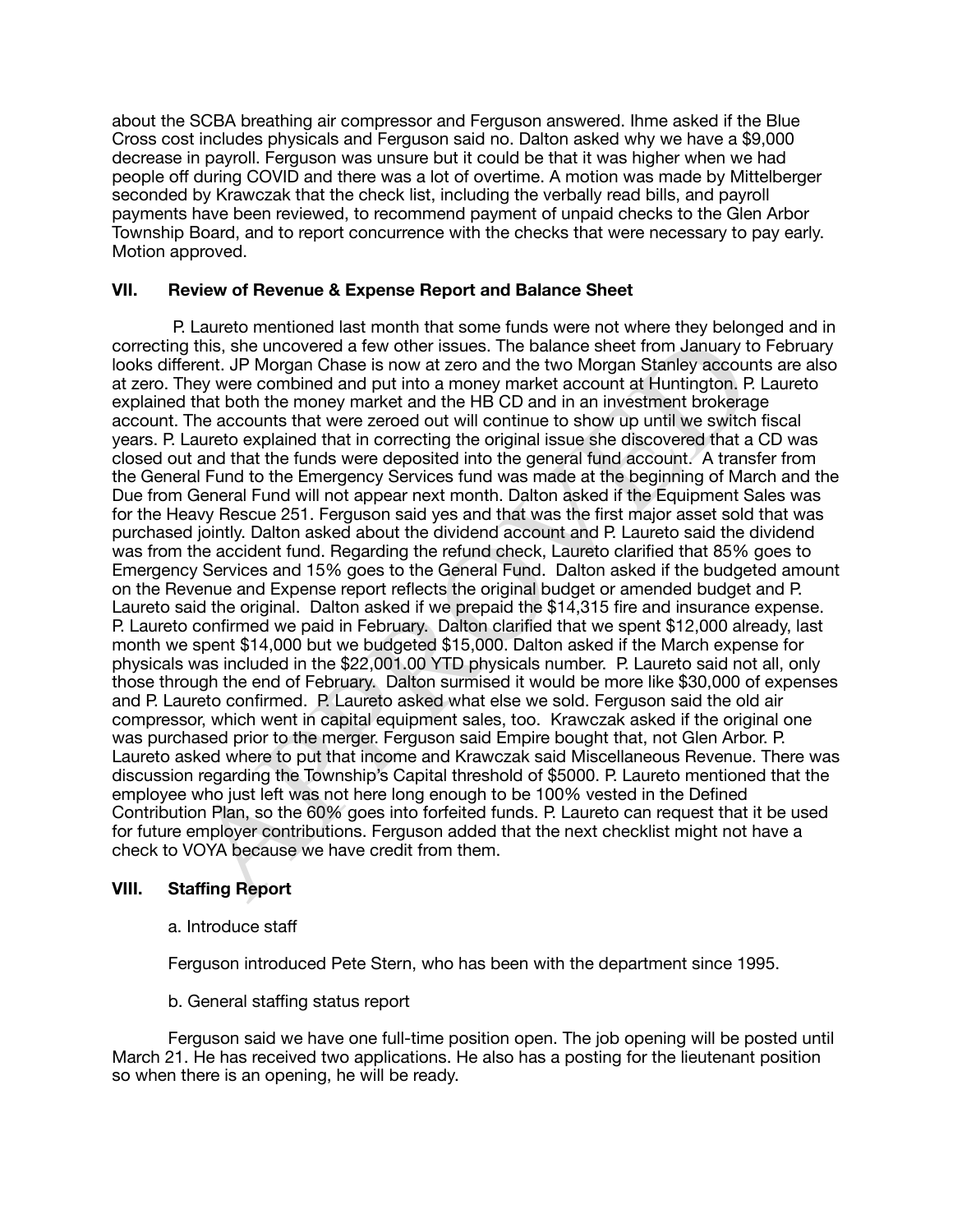about the SCBA breathing air compressor and Ferguson answered. Ihme asked if the Blue Cross cost includes physicals and Ferguson said no. Dalton asked why we have a $9,000 decrease in payroll. Ferguson was unsure but it could be that it was higher when we had people off during COVID and there was a lot of overtime. A motion was made by Mittelberger seconded by Krawczak that the check list, including the verbally read bills, and payroll payments have been reviewed, to recommend payment of unpaid checks to the Glen Arbor Township Board, and to report concurrence with the checks that were necessary to pay early. Motion approved.

## VII. Review of Revenue & Expense Report and Balance Sheet

P. Laureto mentioned last month that some funds were not where they belonged and in correcting this, she uncovered a few other issues. The balance sheet from January to February looks different. JP Morgan Chase is now at zero and the two Morgan Stanley accounts are also at zero. They were combined and put into a money market account at Huntington. P. Laureto explained that both the money market and the HB CD and in an investment brokerage account. The accounts that were zeroed out will continue to show up until we switch fiscal years. P. Laureto explained that in correcting the original issue she discovered that a CD was closed out and that the funds were deposited into the general fund account. A transfer from the General Fund to the Emergency Services fund was made at the beginning of March and the Due from General Fund will not appear next month. Dalton asked if the Equipment Sales was for the Heavy Rescue 251. Ferguson said yes and that was the first major asset sold that was purchased jointly. Dalton asked about the dividend account and P. Laureto said the dividend was from the accident fund. Regarding the refund check, Laureto clarified that 85% goes to Emergency Services and 15% goes to the General Fund. Dalton asked if the budgeted amount on the Revenue and Expense report reflects the original budget or amended budget and P. Laureto said the original. Dalton asked if we prepaid the $14,315 fire and insurance expense. P. Laureto confirmed we paid in February. Dalton clarified that we spent $12,000 already, last month we spent $14,000 but we budgeted $15,000. Dalton asked if the March expense for physicals was included in the $22,001.00 YTD physicals number. P. Laureto said not all, only those through the end of February. Dalton surmised it would be more like $30,000 of expenses and P. Laureto confirmed. P. Laureto asked what else we sold. Ferguson said the old air compressor, which went in capital equipment sales, too. Krawczak asked if the original one was purchased prior to the merger. Ferguson said Empire bought that, not Glen Arbor. P. Laureto asked where to put that income and Krawczak said Miscellaneous Revenue. There was discussion regarding the Township's Capital threshold of $5000. P. Laureto mentioned that the employee who just left was not here long enough to be 100% vested in the Defined Contribution Plan, so the 60% goes into forfeited funds. P. Laureto can request that it be used for future employer contributions. Ferguson added that the next checklist might not have a check to VOYA because we have credit from them.

## VIII. Staffing Report

a. Introduce staff

Ferguson introduced Pete Stern, who has been with the department since 1995.

b. General staffing status report

Ferguson said we have one full-time position open. The job opening will be posted until March 21. He has received two applications. He also has a posting for the lieutenant position so when there is an opening, he will be ready.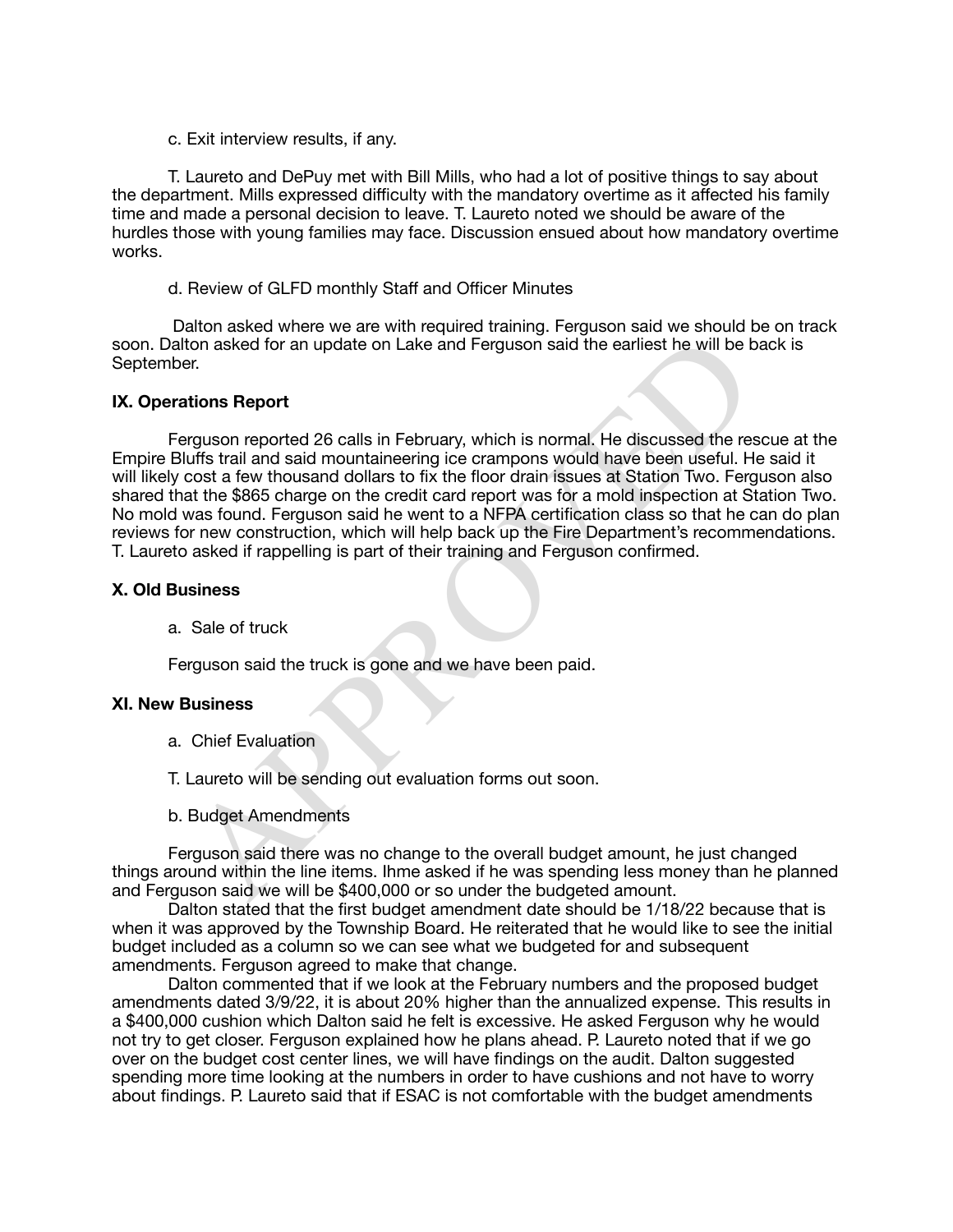c. Exit interview results, if any.

T. Laureto and DePuy met with Bill Mills, who had a lot of positive things to say about the department. Mills expressed difficulty with the mandatory overtime as it affected his family time and made a personal decision to leave. T. Laureto noted we should be aware of the hurdles those with young families may face. Discussion ensued about how mandatory overtime works.

d. Review of GLFD monthly Staff and Officer Minutes

Dalton asked where we are with required training. Ferguson said we should be on track soon. Dalton asked for an update on Lake and Ferguson said the earliest he will be back is September.

**IX. Operations Report**

Ferguson reported 26 calls in February, which is normal. He discussed the rescue at the Empire Bluffs trail and said mountaineering ice crampons would have been useful. He said it will likely cost a few thousand dollars to fix the floor drain issues at Station Two. Ferguson also shared that the $865 charge on the credit card report was for a mold inspection at Station Two. No mold was found. Ferguson said he went to a NFPA certification class so that he can do plan reviews for new construction, which will help back up the Fire Department's recommendations. T. Laureto asked if rappelling is part of their training and Ferguson confirmed.

**X. Old Business**

a. Sale of truck

Ferguson said the truck is gone and we have been paid.

**XI. New Business**

a. Chief Evaluation

T. Laureto will be sending out evaluation forms out soon.

b. Budget Amendments

Ferguson said there was no change to the overall budget amount, he just changed things around within the line items. Ihme asked if he was spending less money than he planned and Ferguson said we will be $400,000 or so under the budgeted amount.

Dalton stated that the first budget amendment date should be 1/18/22 because that is when it was approved by the Township Board. He reiterated that he would like to see the initial budget included as a column so we can see what we budgeted for and subsequent amendments. Ferguson agreed to make that change.

Dalton commented that if we look at the February numbers and the proposed budget amendments dated 3/9/22, it is about 20% higher than the annualized expense. This results in a $400,000 cushion which Dalton said he felt is excessive. He asked Ferguson why he would not try to get closer. Ferguson explained how he plans ahead. P. Laureto noted that if we go over on the budget cost center lines, we will have findings on the audit. Dalton suggested spending more time looking at the numbers in order to have cushions and not have to worry about findings. P. Laureto said that if ESAC is not comfortable with the budget amendments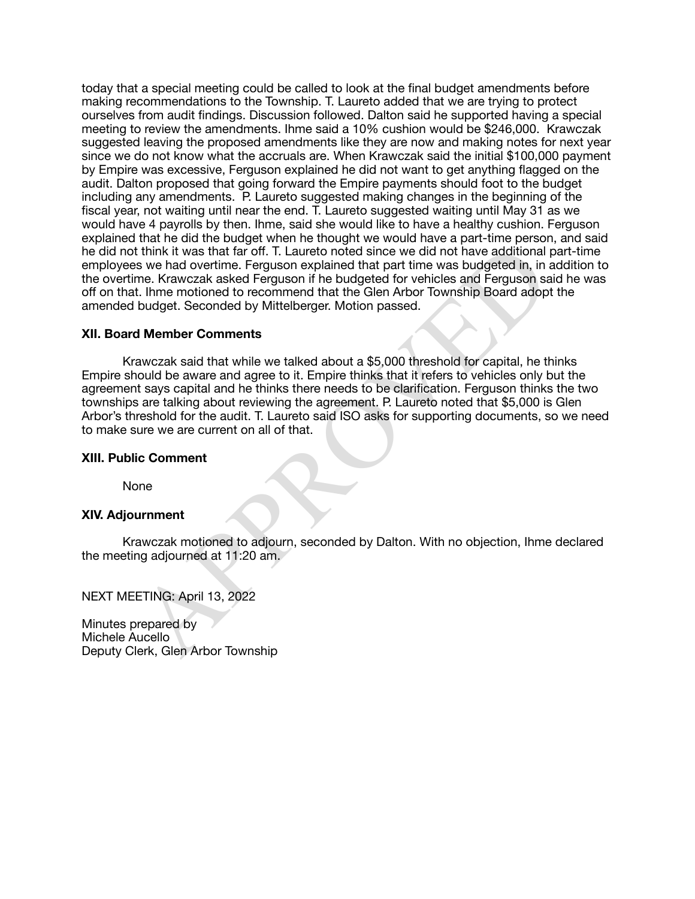today that a special meeting could be called to look at the final budget amendments before making recommendations to the Township. T. Laureto added that we are trying to protect ourselves from audit findings. Discussion followed. Dalton said he supported having a special meeting to review the amendments. Ihme said a 10% cushion would be $246,000. Krawczak suggested leaving the proposed amendments like they are now and making notes for next year since we do not know what the accruals are. When Krawczak said the initial $100,000 payment by Empire was excessive, Ferguson explained he did not want to get anything flagged on the audit. Dalton proposed that going forward the Empire payments should foot to the budget including any amendments. P. Laureto suggested making changes in the beginning of the fiscal year, not waiting until near the end. T. Laureto suggested waiting until May 31 as we would have 4 payrolls by then. Ihme, said she would like to have a healthy cushion. Ferguson explained that he did the budget when he thought we would have a part-time person, and said he did not think it was that far off. T. Laureto noted since we did not have additional part-time employees we had overtime. Ferguson explained that part time was budgeted in, in addition to the overtime. Krawczak asked Ferguson if he budgeted for vehicles and Ferguson said he was off on that. Ihme motioned to recommend that the Glen Arbor Township Board adopt the amended budget. Seconded by Mittelberger. Motion passed.

**XII. Board Member Comments**

Krawczak said that while we talked about a $5,000 threshold for capital, he thinks Empire should be aware and agree to it. Empire thinks that it refers to vehicles only but the agreement says capital and he thinks there needs to be clarification. Ferguson thinks the two townships are talking about reviewing the agreement. P. Laureto noted that $5,000 is Glen Arbor's threshold for the audit. T. Laureto said ISO asks for supporting documents, so we need to make sure we are current on all of that.

**XIII. Public Comment**

None

**XIV. Adjournment**

Krawczak motioned to adjourn, seconded by Dalton. With no objection, Ihme declared the meeting adjourned at 11:20 am.

NEXT MEETING: April 13, 2022

Minutes prepared by
Michele Aucello
Deputy Clerk, Glen Arbor Township

APPROVED